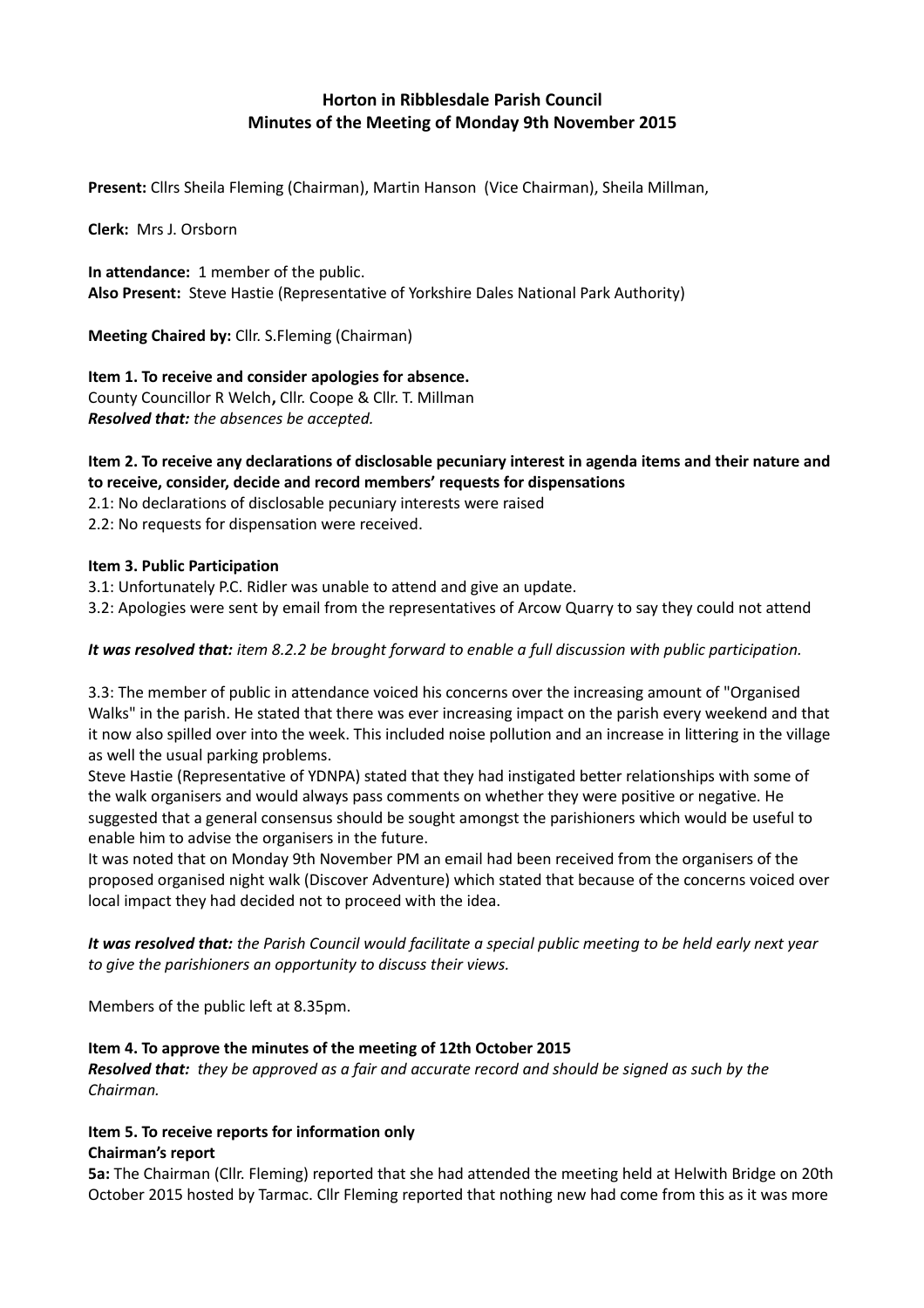# Horton in Ribblesdale Parish Council
## Minutes of the Meeting of Monday 9th November 2015

**Present:** Cllrs Sheila Fleming (Chairman), Martin Hanson (Vice Chairman), Sheila Millman,

**Clerk:** Mrs J. Orsborn

**In attendance:** 1 member of the public.
**Also Present:** Steve Hastie (Representative of Yorkshire Dales National Park Authority)

**Meeting Chaired by:** Cllr. S.Fleming (Chairman)

**Item 1. To receive and consider apologies for absence.**
County Councillor R Welch**,** Cllr. Coope & Cllr. T. Millman
***Resolved that:*** *the absences be accepted.*

**Item 2. To receive any declarations of disclosable pecuniary interest in agenda items and their nature and to receive, consider, decide and record members' requests for dispensations**
2.1: No declarations of disclosable pecuniary interests were raised
2.2: No requests for dispensation were received.

**Item 3. Public Participation**
3.1: Unfortunately P.C. Ridler was unable to attend and give an update.
3.2: Apologies were sent by email from the representatives of Arcow Quarry to say they could not attend

***It was resolved that:*** *item 8.2.2 be brought forward to enable a full discussion with public participation.*

3.3: The member of public in attendance voiced his concerns over the increasing amount of "Organised Walks" in the parish. He stated that there was ever increasing impact on the parish every weekend and that it now also spilled over into the week. This included noise pollution and an increase in littering in the village as well the usual parking problems.
Steve Hastie (Representative of YDNPA) stated that they had instigated better relationships with some of the walk organisers and would always pass comments on whether they were positive or negative. He suggested that a general consensus should be sought amongst the parishioners which would be useful to enable him to advise the organisers in the future.
It was noted that on Monday 9th November PM an email had been received from the organisers of the proposed organised night walk (Discover Adventure) which stated that because of the concerns voiced over local impact they had decided not to proceed with the idea.

***It was resolved that:*** *the Parish Council would facilitate a special public meeting to be held early next year to give the parishioners an opportunity to discuss their views.*

Members of the public left at 8.35pm.

**Item 4. To approve the minutes of the meeting of 12th October 2015**
***Resolved that:*** *they be approved as a fair and accurate record and should be signed as such by the Chairman.*

**Item 5. To receive reports for information only**
**Chairman's report**
**5a:** The Chairman (Cllr. Fleming) reported that she had attended the meeting held at Helwith Bridge on 20th October 2015 hosted by Tarmac. Cllr Fleming reported that nothing new had come from this as it was more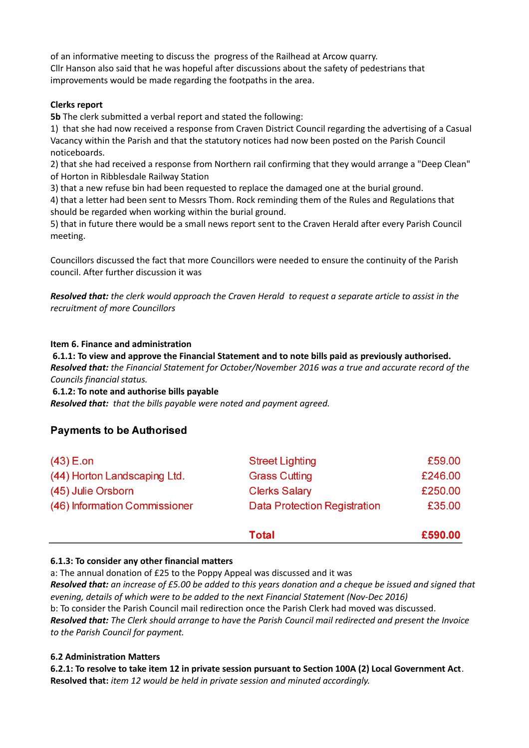of an informative meeting to discuss the progress of the Railhead at Arcow quarry.
Cllr Hanson also said that he was hopeful after discussions about the safety of pedestrians that improvements would be made regarding the footpaths in the area.

**Clerks report**

**5b** The clerk submitted a verbal report and stated the following:

1) that she had now received a response from Craven District Council regarding the advertising of a Casual Vacancy within the Parish and that the statutory notices had now been posted on the Parish Council noticeboards.
2) that she had received a response from Northern rail confirming that they would arrange a "Deep Clean" of Horton in Ribblesdale Railway Station
3) that a new refuse bin had been requested to replace the damaged one at the burial ground.
4) that a letter had been sent to Messrs Thom. Rock reminding them of the Rules and Regulations that should be regarded when working within the burial ground.
5) that in future there would be a small news report sent to the Craven Herald after every Parish Council meeting.

Councillors discussed the fact that more Councillors were needed to ensure the continuity of the Parish council. After further discussion it was

***Resolved that:*** *the clerk would approach the Craven Herald to request a separate article to assist in the recruitment of more Councillors*

**Item 6. Finance and administration**

**6.1.1: To view and approve the Financial Statement and to note bills paid as previously authorised.**

***Resolved that:*** *the Financial Statement for October/November 2016 was a true and accurate record of the Councils financial status.*

**6.1.2: To note and authorise bills payable**

***Resolved that:*** *that the bills payable were noted and payment agreed.*

## Payments to be Authorised

| | | |
|---|---|---|
| (43) E.on | Street Lighting | £59.00 |
| (44) Horton Landscaping Ltd. | Grass Cutting | £246.00 |
| (45) Julie Orsborn | Clerks Salary | £250.00 |
| (46) Information Commissioner | Data Protection Registration | £35.00 |
| | **Total** | **£590.00** |

**6.1.3: To consider any other financial matters**

a: The annual donation of £25 to the Poppy Appeal was discussed and it was

***Resolved that:*** *an increase of £5.00 be added to this years donation and a cheque be issued and signed that evening, details of which were to be added to the next Financial Statement (Nov-Dec 2016)*

b: To consider the Parish Council mail redirection once the Parish Clerk had moved was discussed.

***Resolved that:*** *The Clerk should arrange to have the Parish Council mail redirected and present the Invoice to the Parish Council for payment.*

**6.2 Administration Matters**

**6.2.1: To resolve to take item 12 in private session pursuant to Section 100A (2) Local Government Act**.

**Resolved that:** *item 12 would be held in private session and minuted accordingly.*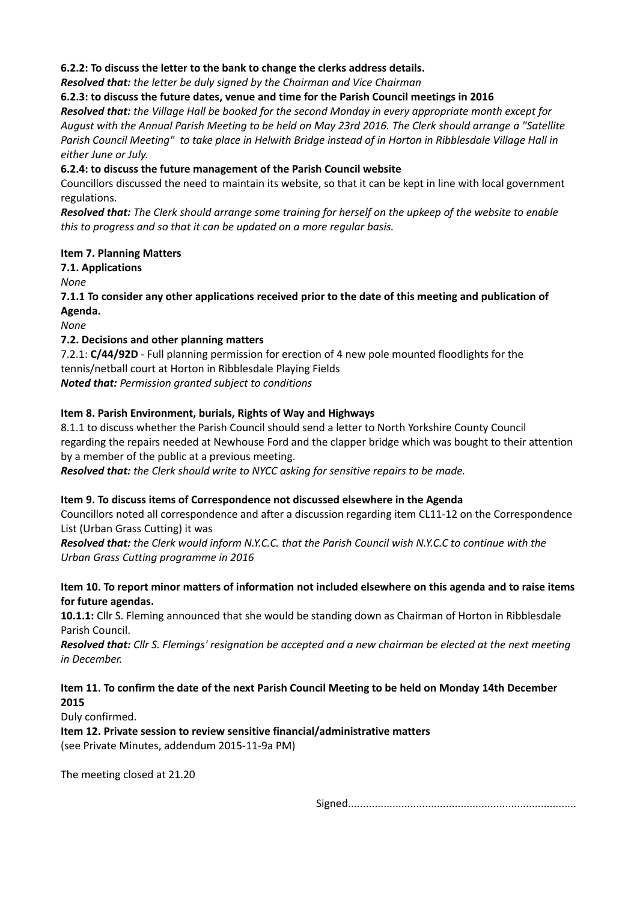**6.2.2: To discuss the letter to the bank to change the clerks address details.**

***Resolved that:*** *the letter be duly signed by the Chairman and Vice Chairman*

**6.2.3: to discuss the future dates, venue and time for the Parish Council meetings in 2016**

***Resolved that:*** *the Village Hall be booked for the second Monday in every appropriate month except for August with the Annual Parish Meeting to be held on May 23rd 2016. The Clerk should arrange a "Satellite Parish Council Meeting" to take place in Helwith Bridge instead of in Horton in Ribblesdale Village Hall in either June or July.*

**6.2.4: to discuss the future management of the Parish Council website**

Councillors discussed the need to maintain its website, so that it can be kept in line with local government regulations.

***Resolved that:*** *The Clerk should arrange some training for herself on the upkeep of the website to enable this to progress and so that it can be updated on a more regular basis.*

**Item 7. Planning Matters**

**7.1. Applications**

*None*

**7.1.1 To consider any other applications received prior to the date of this meeting and publication of Agenda.**

*None*

**7.2. Decisions and other planning matters**

7.2.1: **C/44/92D** - Full planning permission for erection of 4 new pole mounted floodlights for the tennis/netball court at Horton in Ribblesdale Playing Fields

***Noted that:*** *Permission granted subject to conditions*

**Item 8. Parish Environment, burials, Rights of Way and Highways**

8.1.1 to discuss whether the Parish Council should send a letter to North Yorkshire County Council regarding the repairs needed at Newhouse Ford and the clapper bridge which was bought to their attention by a member of the public at a previous meeting.

***Resolved that:*** *the Clerk should write to NYCC asking for sensitive repairs to be made.*

**Item 9. To discuss items of Correspondence not discussed elsewhere in the Agenda**

Councillors noted all correspondence and after a discussion regarding item CL11-12 on the Correspondence List (Urban Grass Cutting) it was

***Resolved that:*** *the Clerk would inform N.Y.C.C. that the Parish Council wish N.Y.C.C to continue with the Urban Grass Cutting programme in 2016*

**Item 10. To report minor matters of information not included elsewhere on this agenda and to raise items for future agendas.**

**10.1.1:** Cllr S. Fleming announced that she would be standing down as Chairman of Horton in Ribblesdale Parish Council.

***Resolved that:*** *Cllr S. Flemings' resignation be accepted and a new chairman be elected at the next meeting in December.*

**Item 11. To confirm the date of the next Parish Council Meeting to be held on Monday 14th December 2015**

Duly confirmed.

**Item 12. Private session to review sensitive financial/administrative matters**

(see Private Minutes, addendum 2015-11-9a PM)

The meeting closed at 21.20

Signed............................................................................